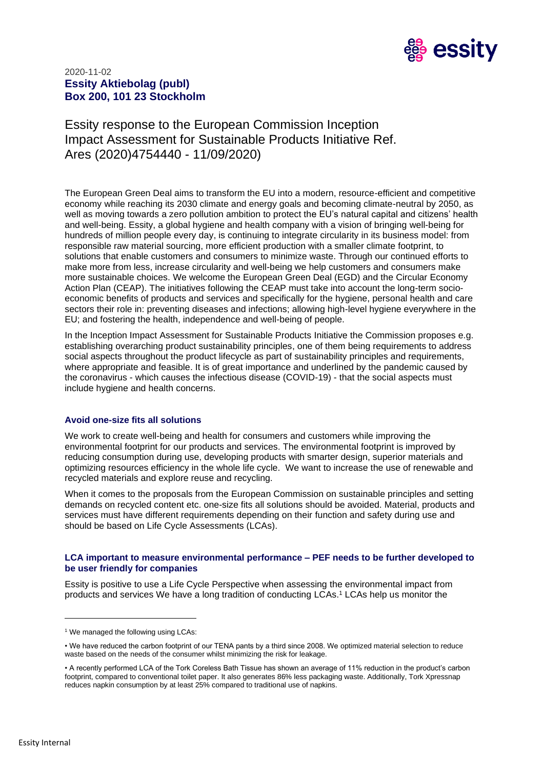2020-11-02

**Essity Aktiebolag (publ)**
**Box 200, 101 23 Stockholm**

# Essity response to the European Commission Inception Impact Assessment for Sustainable Products Initiative Ref. Ares (2020)4754440 - 11/09/2020)

The European Green Deal aims to transform the EU into a modern, resource-efficient and competitive economy while reaching its 2030 climate and energy goals and becoming climate-neutral by 2050, as well as moving towards a zero pollution ambition to protect the EU's natural capital and citizens' health and well-being. Essity, a global hygiene and health company with a vision of bringing well-being for hundreds of million people every day, is continuing to integrate circularity in its business model: from responsible raw material sourcing, more efficient production with a smaller climate footprint, to solutions that enable customers and consumers to minimize waste. Through our continued efforts to make more from less, increase circularity and well-being we help customers and consumers make more sustainable choices. We welcome the European Green Deal (EGD) and the Circular Economy Action Plan (CEAP). The initiatives following the CEAP must take into account the long-term socio-economic benefits of products and services and specifically for the hygiene, personal health and care sectors their role in: preventing diseases and infections; allowing high-level hygiene everywhere in the EU; and fostering the health, independence and well-being of people.

In the Inception Impact Assessment for Sustainable Products Initiative the Commission proposes e.g. establishing overarching product sustainability principles, one of them being requirements to address social aspects throughout the product lifecycle as part of sustainability principles and requirements, where appropriate and feasible. It is of great importance and underlined by the pandemic caused by the coronavirus - which causes the infectious disease (COVID-19) - that the social aspects must include hygiene and health concerns.

## Avoid one-size fits all solutions

We work to create well-being and health for consumers and customers while improving the environmental footprint for our products and services. The environmental footprint is improved by reducing consumption during use, developing products with smarter design, superior materials and optimizing resources efficiency in the whole life cycle. We want to increase the use of renewable and recycled materials and explore reuse and recycling.

When it comes to the proposals from the European Commission on sustainable principles and setting demands on recycled content etc. one-size fits all solutions should be avoided. Material, products and services must have different requirements depending on their function and safety during use and should be based on Life Cycle Assessments (LCAs).

## LCA important to measure environmental performance – PEF needs to be further developed to be user friendly for companies

Essity is positive to use a Life Cycle Perspective when assessing the environmental impact from products and services We have a long tradition of conducting LCAs.[1] LCAs help us monitor the

---

[1] We managed the following using LCAs:

- We have reduced the carbon footprint of our TENA pants by a third since 2008. We optimized material selection to reduce waste based on the needs of the consumer whilst minimizing the risk for leakage.
- A recently performed LCA of the Tork Coreless Bath Tissue has shown an average of 11% reduction in the product's carbon footprint, compared to conventional toilet paper. It also generates 86% less packaging waste. Additionally, Tork Xpressnap reduces napkin consumption by at least 25% compared to traditional use of napkins.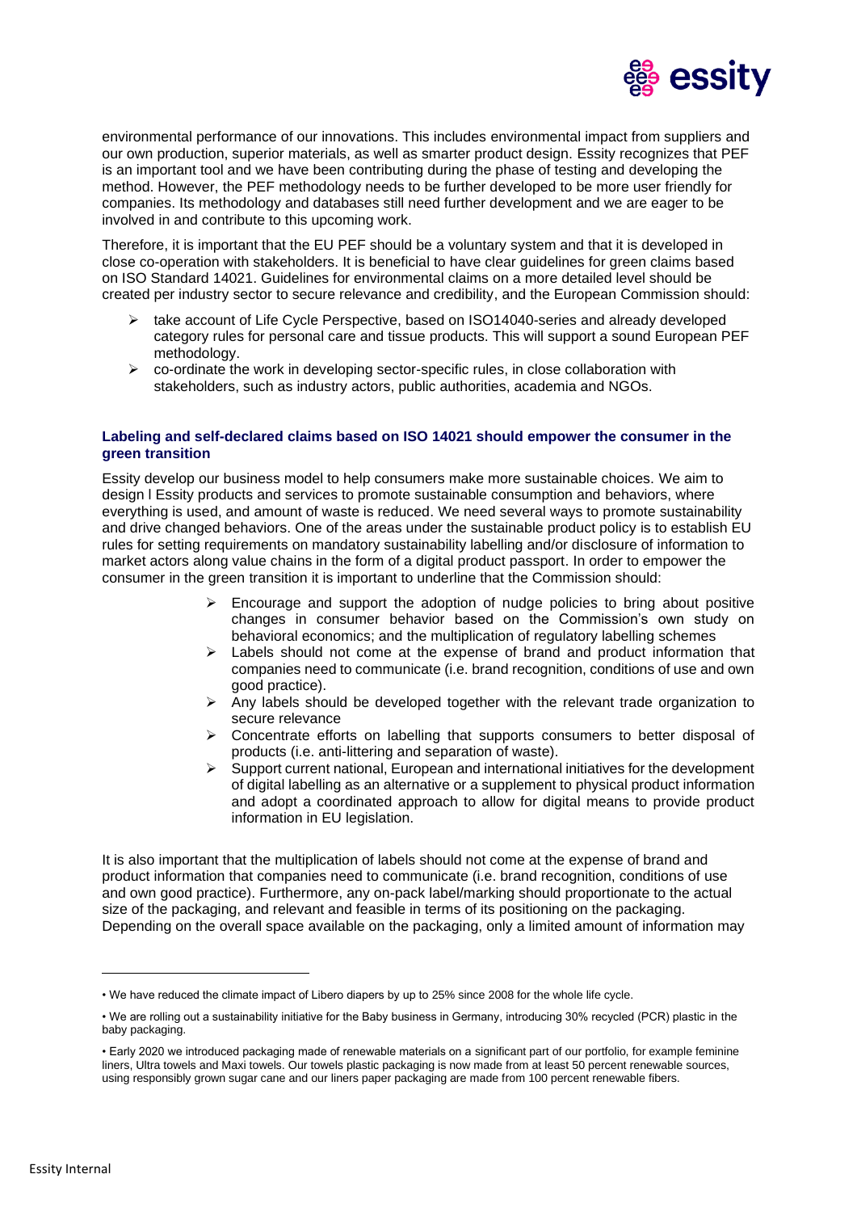environmental performance of our innovations. This includes environmental impact from suppliers and our own production, superior materials, as well as smarter product design. Essity recognizes that PEF is an important tool and we have been contributing during the phase of testing and developing the method. However, the PEF methodology needs to be further developed to be more user friendly for companies. Its methodology and databases still need further development and we are eager to be involved in and contribute to this upcoming work.

Therefore, it is important that the EU PEF should be a voluntary system and that it is developed in close co-operation with stakeholders. It is beneficial to have clear guidelines for green claims based on ISO Standard 14021. Guidelines for environmental claims on a more detailed level should be created per industry sector to secure relevance and credibility, and the European Commission should:

- take account of Life Cycle Perspective, based on ISO14040-series and already developed category rules for personal care and tissue products. This will support a sound European PEF methodology.
- co-ordinate the work in developing sector-specific rules, in close collaboration with stakeholders, such as industry actors, public authorities, academia and NGOs.

### Labeling and self-declared claims based on ISO 14021 should empower the consumer in the green transition

Essity develop our business model to help consumers make more sustainable choices. We aim to design l Essity products and services to promote sustainable consumption and behaviors, where everything is used, and amount of waste is reduced. We need several ways to promote sustainability and drive changed behaviors. One of the areas under the sustainable product policy is to establish EU rules for setting requirements on mandatory sustainability labelling and/or disclosure of information to market actors along value chains in the form of a digital product passport. In order to empower the consumer in the green transition it is important to underline that the Commission should:

- Encourage and support the adoption of nudge policies to bring about positive changes in consumer behavior based on the Commission's own study on behavioral economics; and the multiplication of regulatory labelling schemes
- Labels should not come at the expense of brand and product information that companies need to communicate (i.e. brand recognition, conditions of use and own good practice).
- Any labels should be developed together with the relevant trade organization to secure relevance
- Concentrate efforts on labelling that supports consumers to better disposal of products (i.e. anti-littering and separation of waste).
- Support current national, European and international initiatives for the development of digital labelling as an alternative or a supplement to physical product information and adopt a coordinated approach to allow for digital means to provide product information in EU legislation.

It is also important that the multiplication of labels should not come at the expense of brand and product information that companies need to communicate (i.e. brand recognition, conditions of use and own good practice). Furthermore, any on-pack label/marking should proportionate to the actual size of the packaging, and relevant and feasible in terms of its positioning on the packaging. Depending on the overall space available on the packaging, only a limited amount of information may

---

• We have reduced the climate impact of Libero diapers by up to 25% since 2008 for the whole life cycle.

• We are rolling out a sustainability initiative for the Baby business in Germany, introducing 30% recycled (PCR) plastic in the baby packaging.

• Early 2020 we introduced packaging made of renewable materials on a significant part of our portfolio, for example feminine liners, Ultra towels and Maxi towels. Our towels plastic packaging is now made from at least 50 percent renewable sources, using responsibly grown sugar cane and our liners paper packaging are made from 100 percent renewable fibers.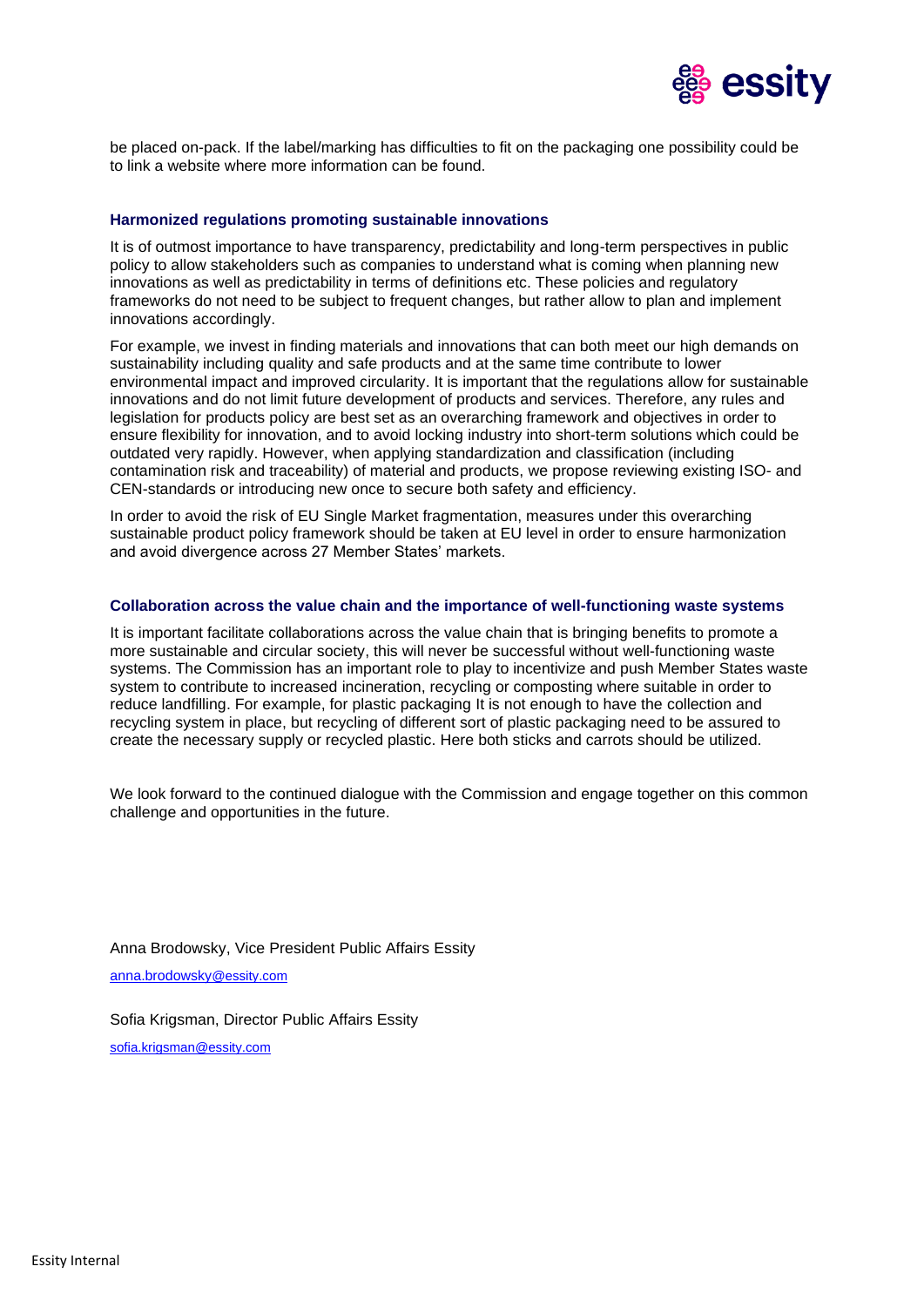be placed on-pack. If the label/marking has difficulties to fit on the packaging one possibility could be to link a website where more information can be found.

### Harmonized regulations promoting sustainable innovations

It is of outmost importance to have transparency, predictability and long-term perspectives in public policy to allow stakeholders such as companies to understand what is coming when planning new innovations as well as predictability in terms of definitions etc. These policies and regulatory frameworks do not need to be subject to frequent changes, but rather allow to plan and implement innovations accordingly.

For example, we invest in finding materials and innovations that can both meet our high demands on sustainability including quality and safe products and at the same time contribute to lower environmental impact and improved circularity. It is important that the regulations allow for sustainable innovations and do not limit future development of products and services. Therefore, any rules and legislation for products policy are best set as an overarching framework and objectives in order to ensure flexibility for innovation, and to avoid locking industry into short-term solutions which could be outdated very rapidly. However, when applying standardization and classification (including contamination risk and traceability) of material and products, we propose reviewing existing ISO- and CEN-standards or introducing new once to secure both safety and efficiency.

In order to avoid the risk of EU Single Market fragmentation, measures under this overarching sustainable product policy framework should be taken at EU level in order to ensure harmonization and avoid divergence across 27 Member States' markets.

### Collaboration across the value chain and the importance of well-functioning waste systems

It is important facilitate collaborations across the value chain that is bringing benefits to promote a more sustainable and circular society, this will never be successful without well-functioning waste systems. The Commission has an important role to play to incentivize and push Member States waste system to contribute to increased incineration, recycling or composting where suitable in order to reduce landfilling. For example, for plastic packaging It is not enough to have the collection and recycling system in place, but recycling of different sort of plastic packaging need to be assured to create the necessary supply or recycled plastic. Here both sticks and carrots should be utilized.

We look forward to the continued dialogue with the Commission and engage together on this common challenge and opportunities in the future.

Anna Brodowsky, Vice President Public Affairs Essity

anna.brodowsky@essity.com

Sofia Krigsman, Director Public Affairs Essity

sofia.krigsman@essity.com